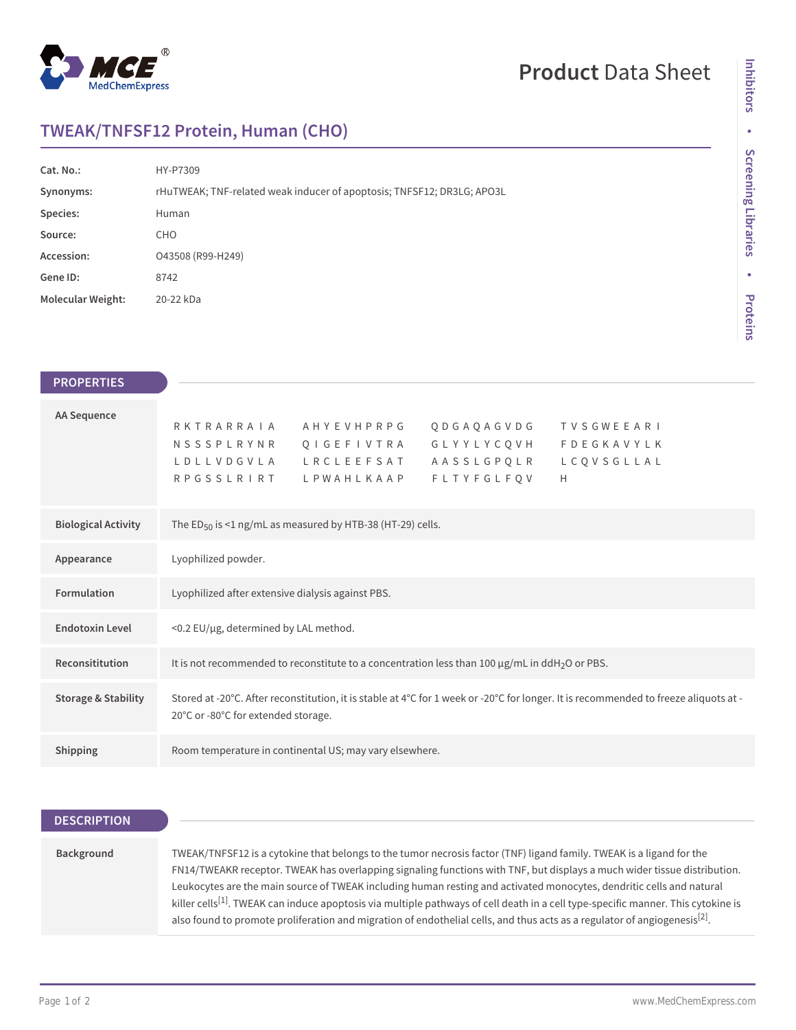# TWEAK/TNFSF12 Protein, Human (CHO)

Product Data Sheet

| | |
|---|---|
| **Cat. No.:** | HY-P7309 |
| **Synonyms:** | rHuTWEAK; TNF-related weak inducer of apoptosis; TNFSF12; DR3LG; APO3L |
| **Species:** | Human |
| **Source:** | CHO |
| **Accession:** | O43508 (R99-H249) |
| **Gene ID:** | 8742 |
| **Molecular Weight:** | 20-22 kDa |

## PROPERTIES

| | |
|---|---|
| **AA Sequence** | RKTRARRAIA AHYEVHPRPG QDGAQAGVDG TVSGWEEARI NSSSPLRYNR QIGEFIVTRA GLYYLYCQVH FDEGKAVYLK LDLLVDGVLA LRCLEEFSAT AASSLGPQLR LCQVSGLLAL RPGSSLRIRT LPWAHLKAAP FLTYFGLFQV H |
| **Biological Activity** | The $ED_{50}$ is <1 ng/mL as measured by HTB-38 (HT-29) cells. |
| **Appearance** | Lyophilized powder. |
| **Formulation** | Lyophilized after extensive dialysis against PBS. |
| **Endotoxin Level** | <0.2 EU/μg, determined by LAL method. |
| **Reconsititution** | It is not recommended to reconstitute to a concentration less than 100 μg/mL in $ddH_2O$ or PBS. |
| **Storage & Stability** | Stored at -20°C. After reconstitution, it is stable at 4°C for 1 week or -20°C for longer. It is recommended to freeze aliquots at -20°C or -80°C for extended storage. |
| **Shipping** | Room temperature in continental US; may vary elsewhere. |

## DESCRIPTION

**Background**

TWEAK/TNFSF12 is a cytokine that belongs to the tumor necrosis factor (TNF) ligand family. TWEAK is a ligand for the FN14/TWEAKR receptor. TWEAK has overlapping signaling functions with TNF, but displays a much wider tissue distribution. Leukocytes are the main source of TWEAK including human resting and activated monocytes, dendritic cells and natural killer cells[1]. TWEAK can induce apoptosis via multiple pathways of cell death in a cell type-specific manner. This cytokine is also found to promote proliferation and migration of endothelial cells, and thus acts as a regulator of angiogenesis[2].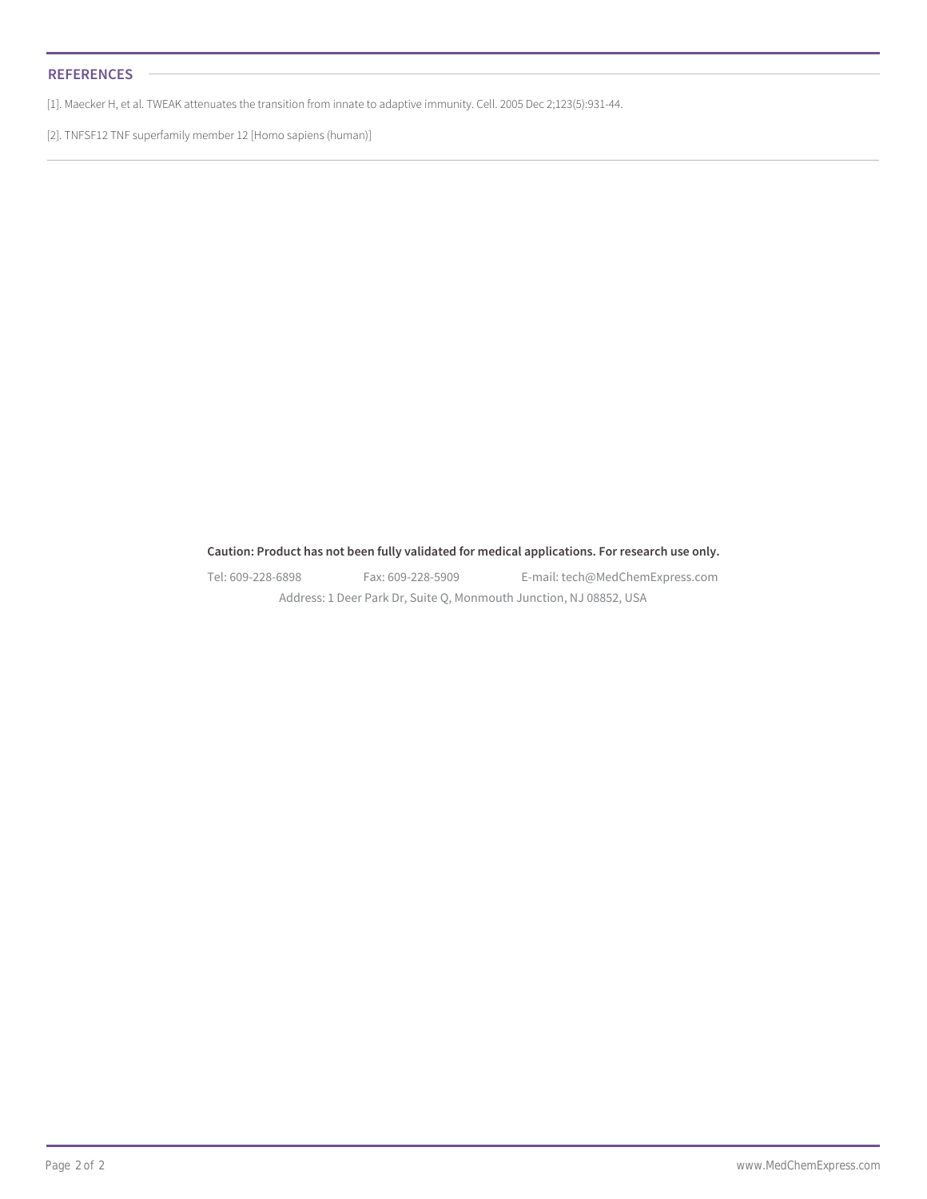## REFERENCES

[1]. Maecker H, et al. TWEAK attenuates the transition from innate to adaptive immunity. Cell. 2005 Dec 2;123(5):931-44.

[2]. TNFSF12 TNF superfamily member 12 [Homo sapiens (human)]

**Caution: Product has not been fully validated for medical applications. For research use only.**

Tel: 609-228-6898 Fax: 609-228-5909 E-mail: tech@MedChemExpress.com

Address: 1 Deer Park Dr, Suite Q, Monmouth Junction, NJ 08852, USA